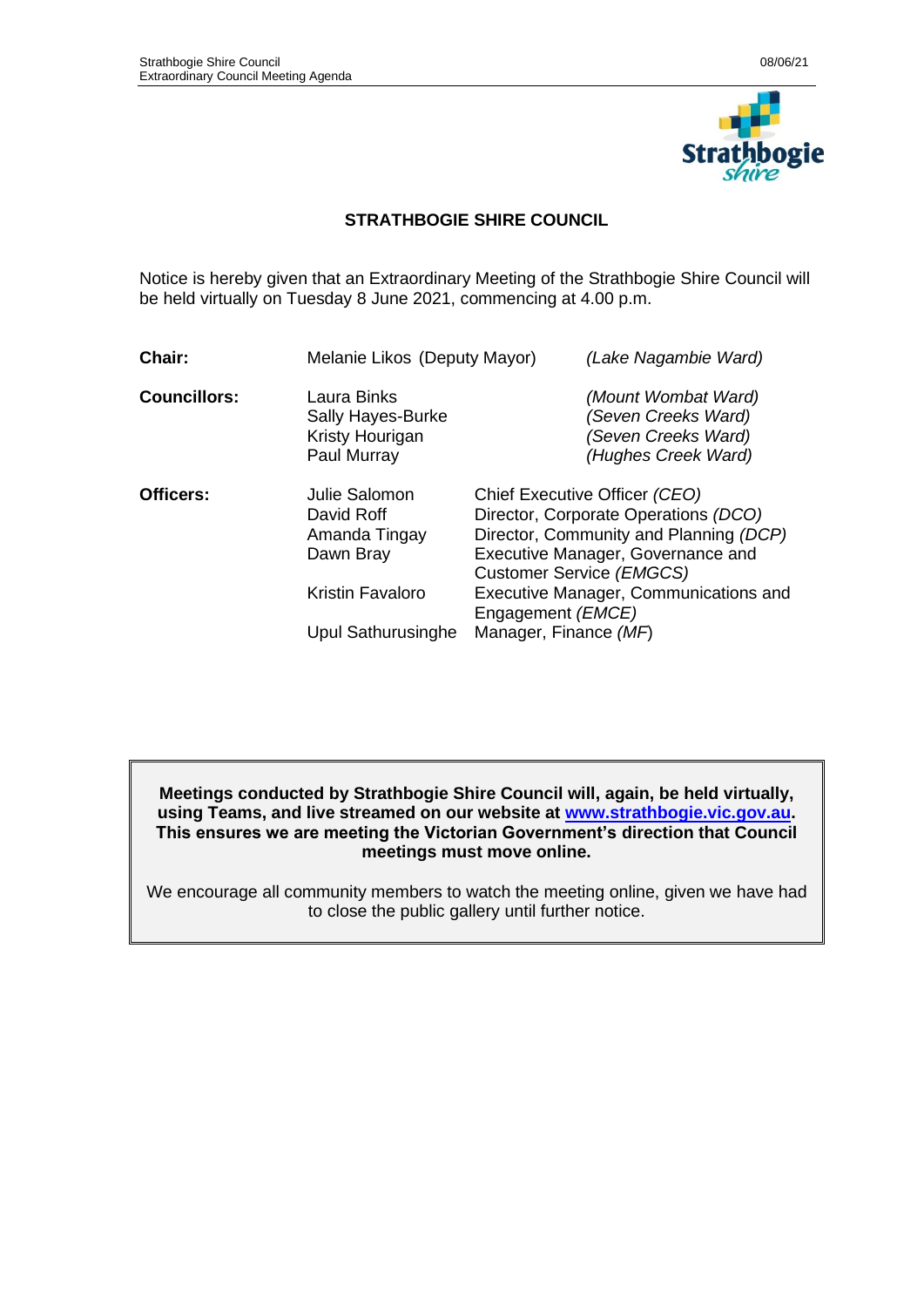# STRATHBOGIE SHIRE COUNCIL

Notice is hereby given that an Extraordinary Meeting of the Strathbogie Shire Council will be held virtually on Tuesday 8 June 2021, commencing at 4.00 p.m.

| | | |
|---|---|---|
| **Chair:** | Melanie Likos (Deputy Mayor) | *(Lake Nagambie Ward)* |
| **Councillors:** | Laura Binks | *(Mount Wombat Ward)* |
| | Sally Hayes-Burke | *(Seven Creeks Ward)* |
| | Kristy Hourigan | *(Seven Creeks Ward)* |
| | Paul Murray | *(Hughes Creek Ward)* |
| **Officers:** | Julie Salomon | Chief Executive Officer *(CEO)* |
| | David Roff | Director, Corporate Operations *(DCO)* |
| | Amanda Tingay | Director, Community and Planning *(DCP)* |
| | Dawn Bray | Executive Manager, Governance and Customer Service *(EMGCS)* |
| | Kristin Favaloro | Executive Manager, Communications and Engagement *(EMCE)* |
| | Upul Sathurusinghe | Manager, Finance *(MF)* |

**Meetings conducted by Strathbogie Shire Council will, again, be held virtually, using Teams, and live streamed on our website at www.strathbogie.vic.gov.au. This ensures we are meeting the Victorian Government's direction that Council meetings must move online.**

We encourage all community members to watch the meeting online, given we have had to close the public gallery until further notice.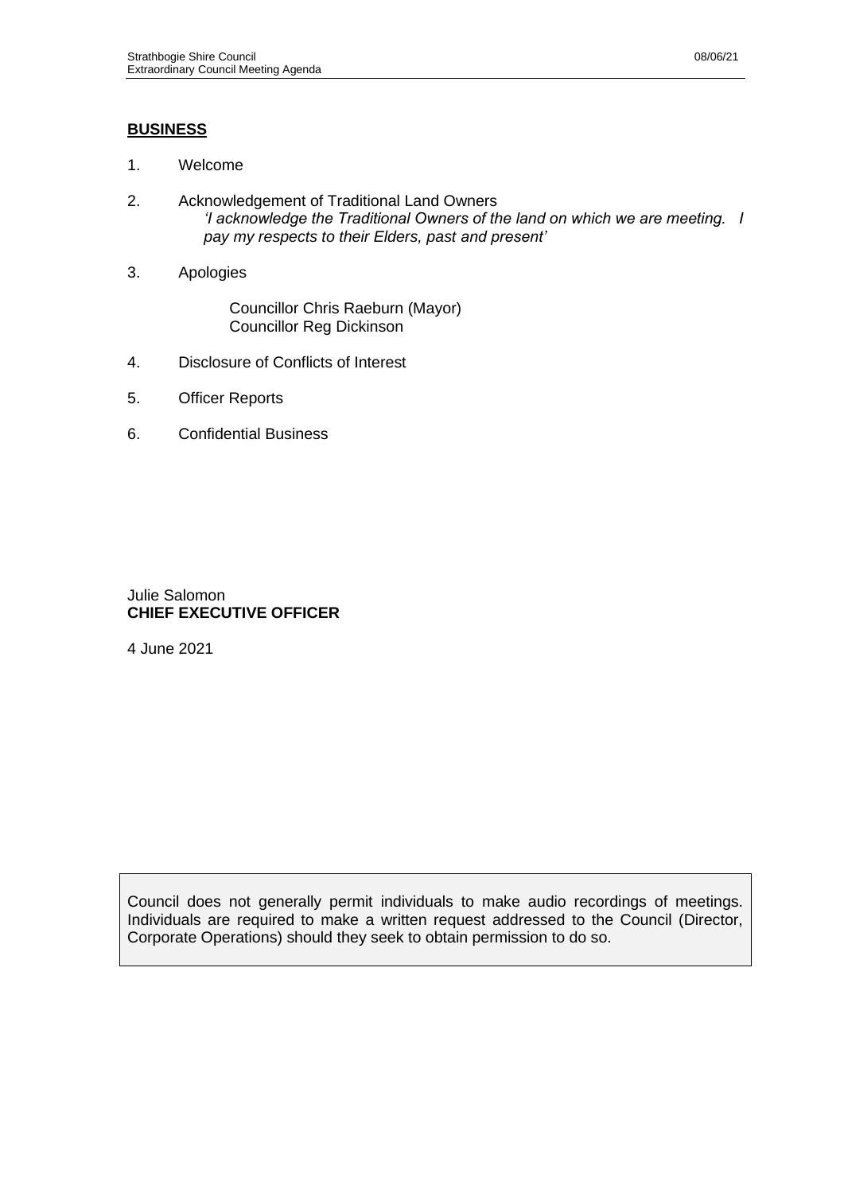## BUSINESS

1. Welcome
2. Acknowledgement of Traditional Land Owners
   *'I acknowledge the Traditional Owners of the land on which we are meeting. I pay my respects to their Elders, past and present'*
3. Apologies

   Councillor Chris Raeburn (Mayor)
   Councillor Reg Dickinson

4. Disclosure of Conflicts of Interest
5. Officer Reports
6. Confidential Business

Julie Salomon
**CHIEF EXECUTIVE OFFICER**

4 June 2021

Council does not generally permit individuals to make audio recordings of meetings. Individuals are required to make a written request addressed to the Council (Director, Corporate Operations) should they seek to obtain permission to do so.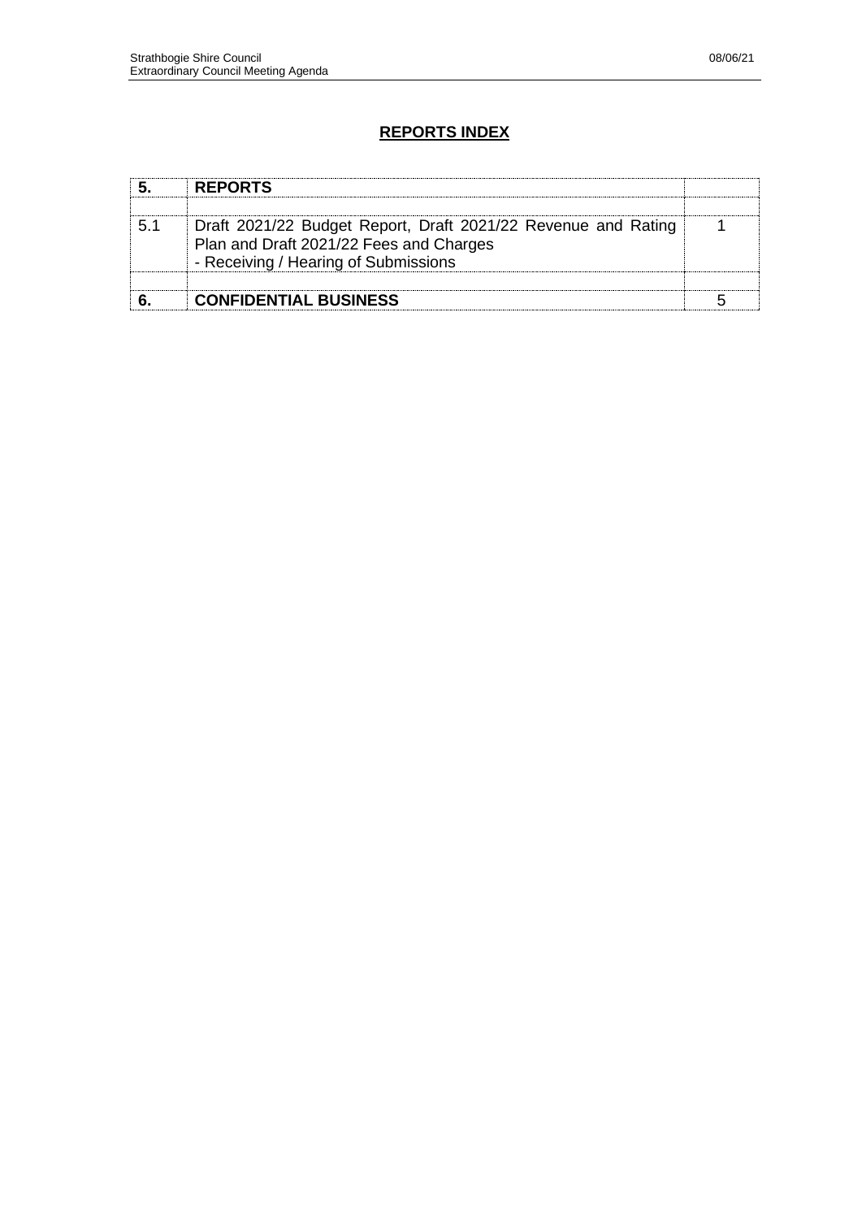## REPORTS INDEX

| | | |
|---|---|---|
| **5.** | **REPORTS** | |
| | | |
| 5.1 | Draft 2021/22 Budget Report, Draft 2021/22 Revenue and Rating Plan and Draft 2021/22 Fees and Charges - Receiving / Hearing of Submissions | 1 |
| | | |
| **6.** | **CONFIDENTIAL BUSINESS** | 5 |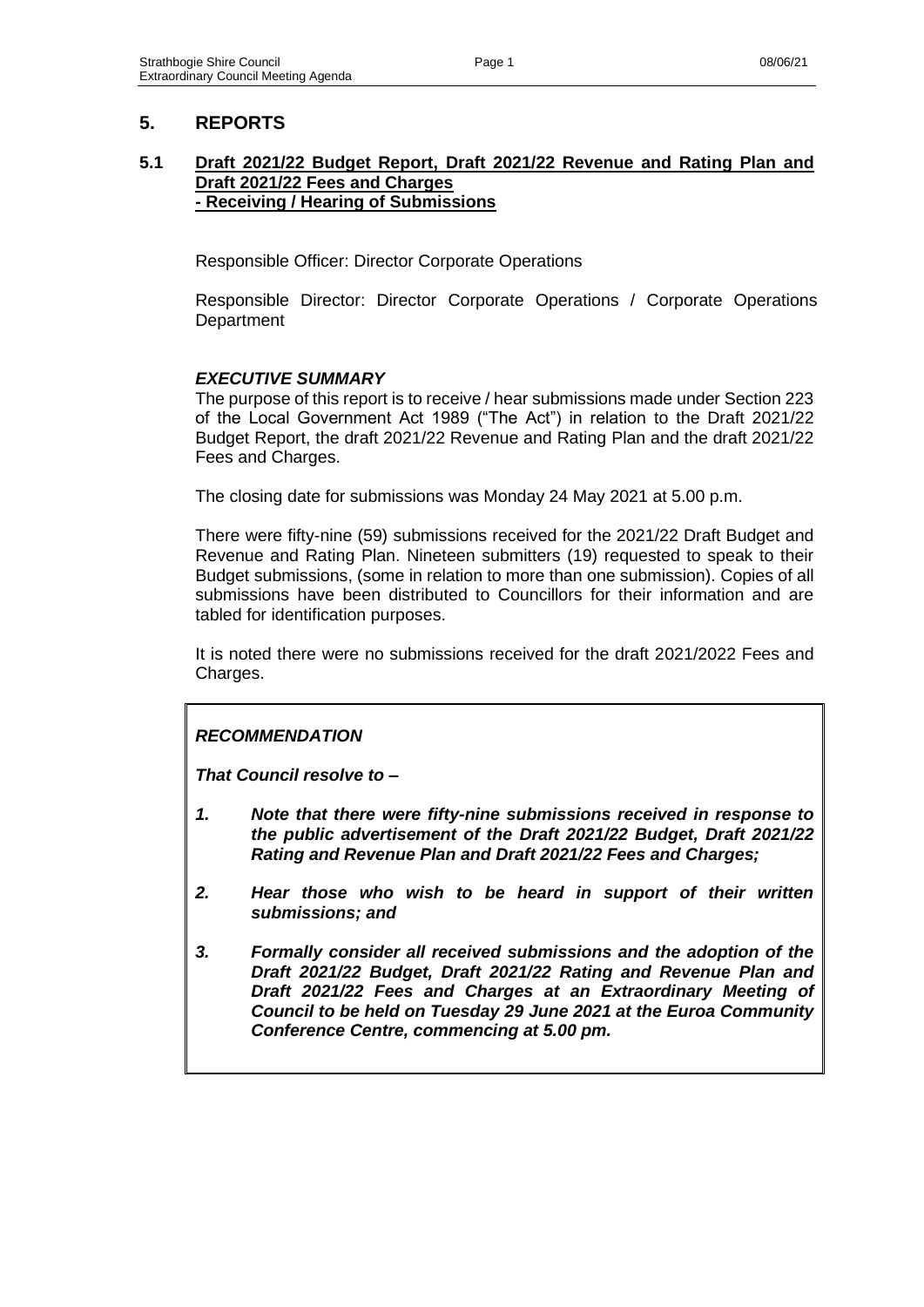## 5. REPORTS

### 5.1 <u>Draft 2021/22 Budget Report, Draft 2021/22 Revenue and Rating Plan and Draft 2021/22 Fees and Charges - Receiving / Hearing of Submissions</u>

Responsible Officer: Director Corporate Operations

Responsible Director: Director Corporate Operations / Corporate Operations Department

#### *EXECUTIVE SUMMARY*

The purpose of this report is to receive / hear submissions made under Section 223 of the Local Government Act 1989 ("The Act") in relation to the Draft 2021/22 Budget Report, the draft 2021/22 Revenue and Rating Plan and the draft 2021/22 Fees and Charges.

The closing date for submissions was Monday 24 May 2021 at 5.00 p.m.

There were fifty-nine (59) submissions received for the 2021/22 Draft Budget and Revenue and Rating Plan. Nineteen submitters (19) requested to speak to their Budget submissions, (some in relation to more than one submission). Copies of all submissions have been distributed to Councillors for their information and are tabled for identification purposes.

It is noted there were no submissions received for the draft 2021/2022 Fees and Charges.

***RECOMMENDATION***

***That Council resolve to –***

1. ***Note that there were fifty-nine submissions received in response to the public advertisement of the Draft 2021/22 Budget, Draft 2021/22 Rating and Revenue Plan and Draft 2021/22 Fees and Charges;***
2. ***Hear those who wish to be heard in support of their written submissions; and***
3. ***Formally consider all received submissions and the adoption of the Draft 2021/22 Budget, Draft 2021/22 Rating and Revenue Plan and Draft 2021/22 Fees and Charges at an Extraordinary Meeting of Council to be held on Tuesday 29 June 2021 at the Euroa Community Conference Centre, commencing at 5.00 pm.***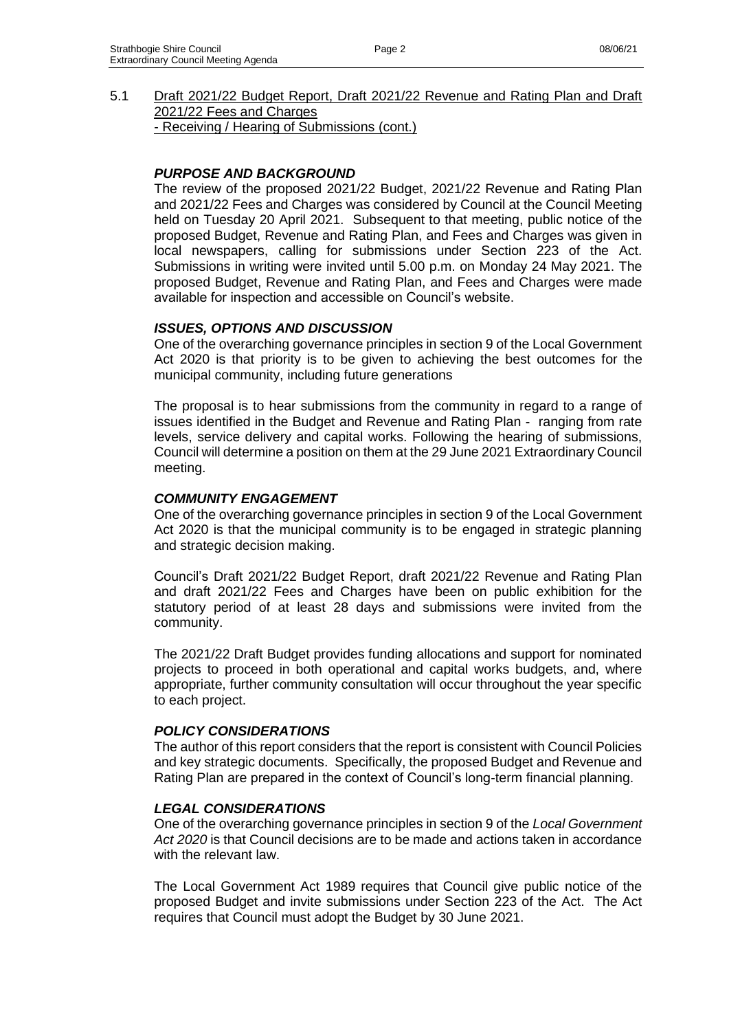5.1 Draft 2021/22 Budget Report, Draft 2021/22 Revenue and Rating Plan and Draft 2021/22 Fees and Charges
- Receiving / Hearing of Submissions (cont.)

***PURPOSE AND BACKGROUND***

The review of the proposed 2021/22 Budget, 2021/22 Revenue and Rating Plan and 2021/22 Fees and Charges was considered by Council at the Council Meeting held on Tuesday 20 April 2021. Subsequent to that meeting, public notice of the proposed Budget, Revenue and Rating Plan, and Fees and Charges was given in local newspapers, calling for submissions under Section 223 of the Act. Submissions in writing were invited until 5.00 p.m. on Monday 24 May 2021. The proposed Budget, Revenue and Rating Plan, and Fees and Charges were made available for inspection and accessible on Council's website.

***ISSUES, OPTIONS AND DISCUSSION***

One of the overarching governance principles in section 9 of the Local Government Act 2020 is that priority is to be given to achieving the best outcomes for the municipal community, including future generations

The proposal is to hear submissions from the community in regard to a range of issues identified in the Budget and Revenue and Rating Plan - ranging from rate levels, service delivery and capital works. Following the hearing of submissions, Council will determine a position on them at the 29 June 2021 Extraordinary Council meeting.

***COMMUNITY ENGAGEMENT***

One of the overarching governance principles in section 9 of the Local Government Act 2020 is that the municipal community is to be engaged in strategic planning and strategic decision making.

Council's Draft 2021/22 Budget Report, draft 2021/22 Revenue and Rating Plan and draft 2021/22 Fees and Charges have been on public exhibition for the statutory period of at least 28 days and submissions were invited from the community.

The 2021/22 Draft Budget provides funding allocations and support for nominated projects to proceed in both operational and capital works budgets, and, where appropriate, further community consultation will occur throughout the year specific to each project.

***POLICY CONSIDERATIONS***

The author of this report considers that the report is consistent with Council Policies and key strategic documents. Specifically, the proposed Budget and Revenue and Rating Plan are prepared in the context of Council's long-term financial planning.

***LEGAL CONSIDERATIONS***

One of the overarching governance principles in section 9 of the *Local Government Act 2020* is that Council decisions are to be made and actions taken in accordance with the relevant law.

The Local Government Act 1989 requires that Council give public notice of the proposed Budget and invite submissions under Section 223 of the Act. The Act requires that Council must adopt the Budget by 30 June 2021.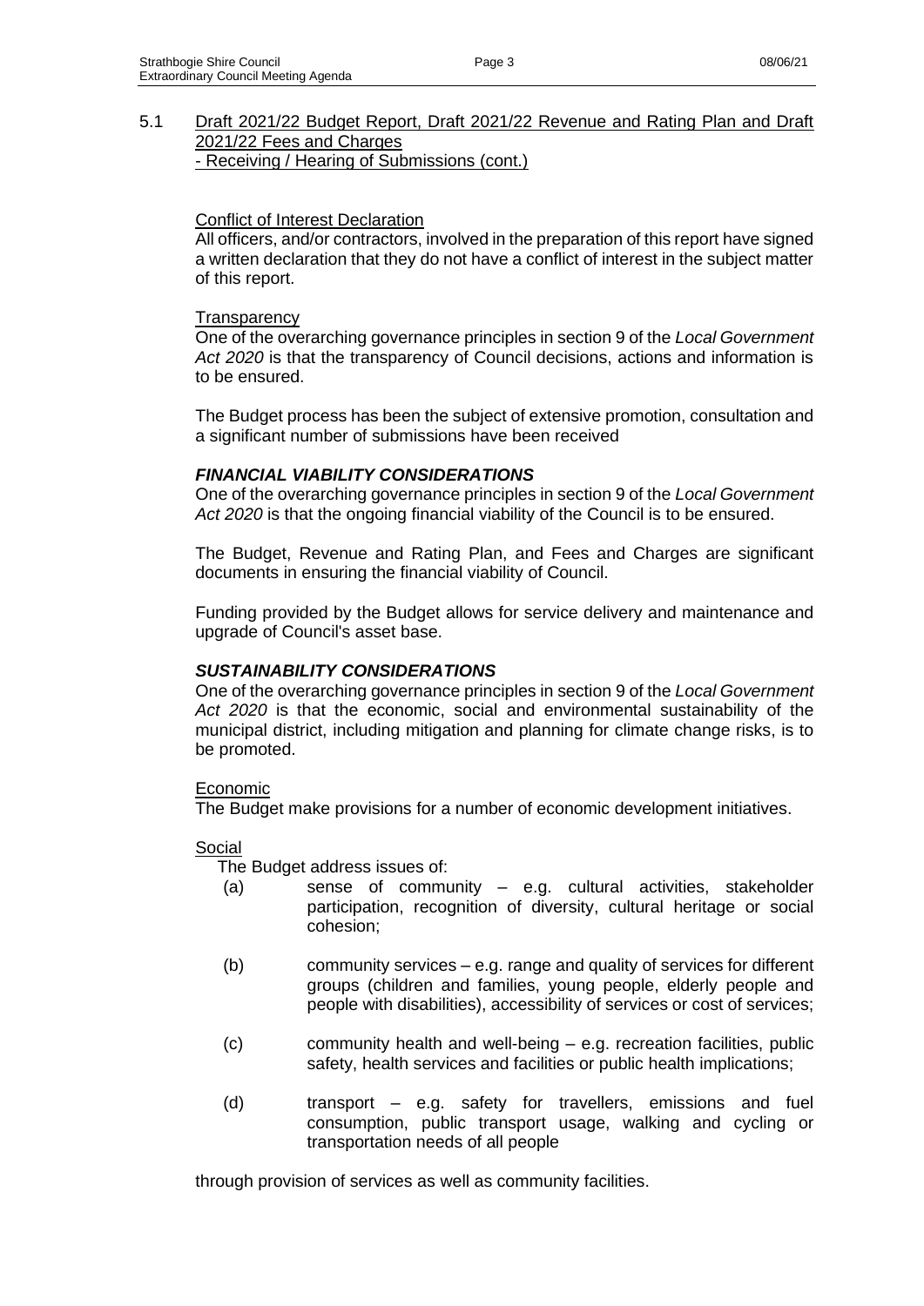## 5.1 Draft 2021/22 Budget Report, Draft 2021/22 Revenue and Rating Plan and Draft 2021/22 Fees and Charges - Receiving / Hearing of Submissions (cont.)

Conflict of Interest Declaration

All officers, and/or contractors, involved in the preparation of this report have signed a written declaration that they do not have a conflict of interest in the subject matter of this report.

Transparency

One of the overarching governance principles in section 9 of the *Local Government Act 2020* is that the transparency of Council decisions, actions and information is to be ensured.

The Budget process has been the subject of extensive promotion, consultation and a significant number of submissions have been received

***FINANCIAL VIABILITY CONSIDERATIONS***

One of the overarching governance principles in section 9 of the *Local Government Act 2020* is that the ongoing financial viability of the Council is to be ensured.

The Budget, Revenue and Rating Plan, and Fees and Charges are significant documents in ensuring the financial viability of Council.

Funding provided by the Budget allows for service delivery and maintenance and upgrade of Council's asset base.

***SUSTAINABILITY CONSIDERATIONS***

One of the overarching governance principles in section 9 of the *Local Government Act 2020* is that the economic, social and environmental sustainability of the municipal district, including mitigation and planning for climate change risks, is to be promoted.

Economic

The Budget make provisions for a number of economic development initiatives.

Social

The Budget address issues of:

(a) sense of community – e.g. cultural activities, stakeholder participation, recognition of diversity, cultural heritage or social cohesion;

(b) community services – e.g. range and quality of services for different groups (children and families, young people, elderly people and people with disabilities), accessibility of services or cost of services;

(c) community health and well-being – e.g. recreation facilities, public safety, health services and facilities or public health implications;

(d) transport – e.g. safety for travellers, emissions and fuel consumption, public transport usage, walking and cycling or transportation needs of all people

through provision of services as well as community facilities.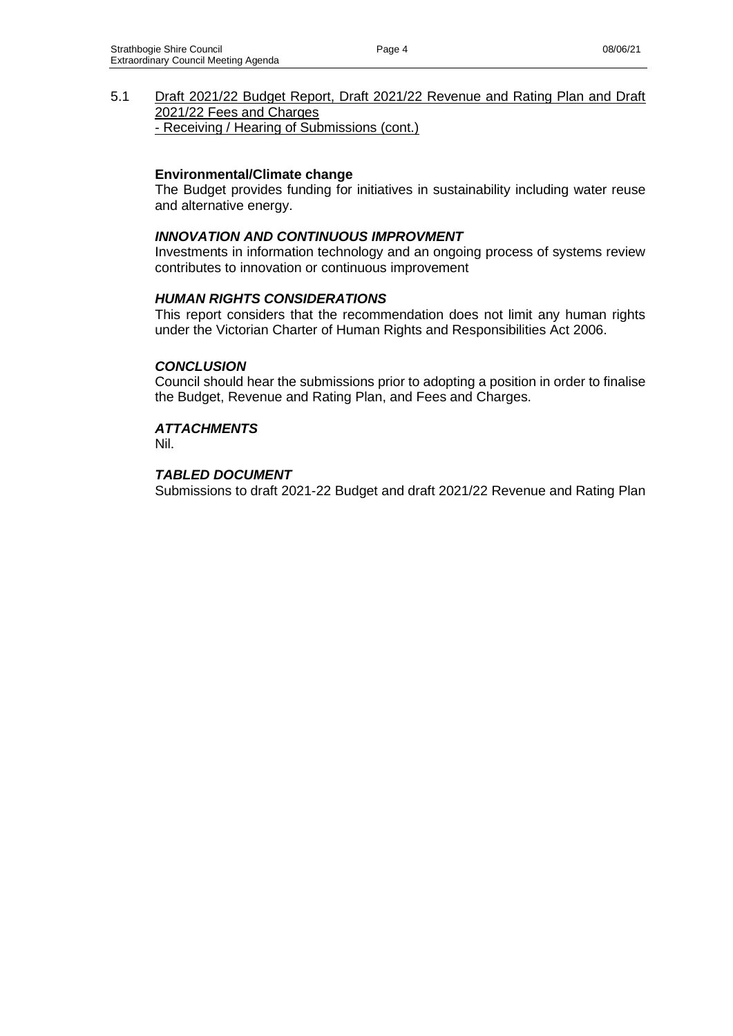5.1 Draft 2021/22 Budget Report, Draft 2021/22 Revenue and Rating Plan and Draft 2021/22 Fees and Charges
- Receiving / Hearing of Submissions (cont.)

**Environmental/Climate change**

The Budget provides funding for initiatives in sustainability including water reuse and alternative energy.

***INNOVATION AND CONTINUOUS IMPROVMENT***

Investments in information technology and an ongoing process of systems review contributes to innovation or continuous improvement

***HUMAN RIGHTS CONSIDERATIONS***

This report considers that the recommendation does not limit any human rights under the Victorian Charter of Human Rights and Responsibilities Act 2006.

***CONCLUSION***

Council should hear the submissions prior to adopting a position in order to finalise the Budget, Revenue and Rating Plan, and Fees and Charges.

***ATTACHMENTS***

Nil.

***TABLED DOCUMENT***

Submissions to draft 2021-22 Budget and draft 2021/22 Revenue and Rating Plan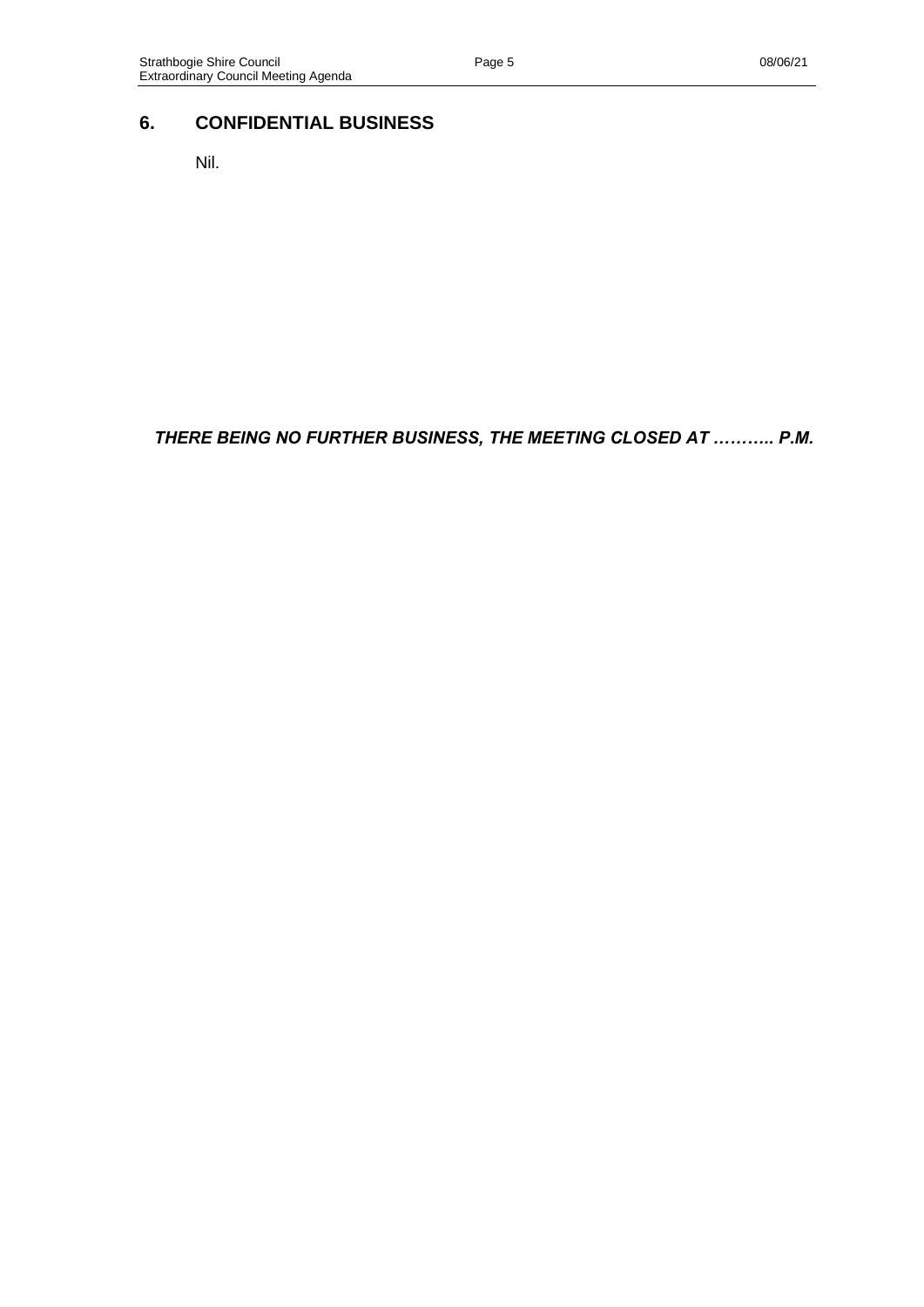## 6. CONFIDENTIAL BUSINESS

Nil.

***THERE BEING NO FURTHER BUSINESS, THE MEETING CLOSED AT ……….. P.M.***